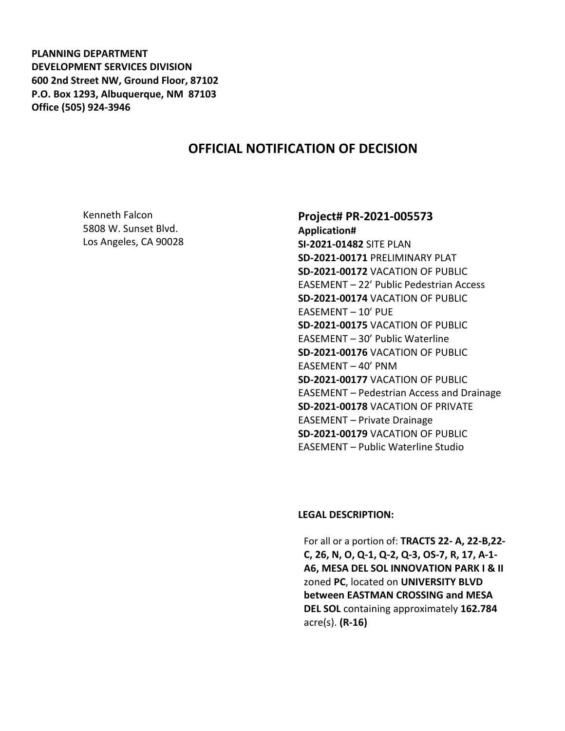**PLANNING DEPARTMENT**
**DEVELOPMENT SERVICES DIVISION**
**600 2nd Street NW, Ground Floor, 87102**
**P.O. Box 1293, Albuquerque, NM 87103**
**Office (505) 924-3946**

# OFFICIAL NOTIFICATION OF DECISION

Kenneth Falcon
5808 W. Sunset Blvd.
Los Angeles, CA 90028

## Project# PR-2021-005573

**Application#**
**SI-2021-01482** SITE PLAN
**SD-2021-00171** PRELIMINARY PLAT
**SD-2021-00172** VACATION OF PUBLIC EASEMENT – 22' Public Pedestrian Access
**SD-2021-00174** VACATION OF PUBLIC EASEMENT – 10' PUE
**SD-2021-00175** VACATION OF PUBLIC EASEMENT – 30' Public Waterline
**SD-2021-00176** VACATION OF PUBLIC EASEMENT – 40' PNM
**SD-2021-00177** VACATION OF PUBLIC EASEMENT – Pedestrian Access and Drainage
**SD-2021-00178** VACATION OF PRIVATE EASEMENT – Private Drainage
**SD-2021-00179** VACATION OF PUBLIC EASEMENT – Public Waterline Studio

**LEGAL DESCRIPTION:**

For all or a portion of: **TRACTS 22- A, 22-B,22-C, 26, N, O, Q-1, Q-2, Q-3, OS-7, R, 17, A-1-A6, MESA DEL SOL INNOVATION PARK I & II** zoned **PC**, located on **UNIVERSITY BLVD between EASTMAN CROSSING and MESA DEL SOL** containing approximately **162.784** acre(s). **(R-16)**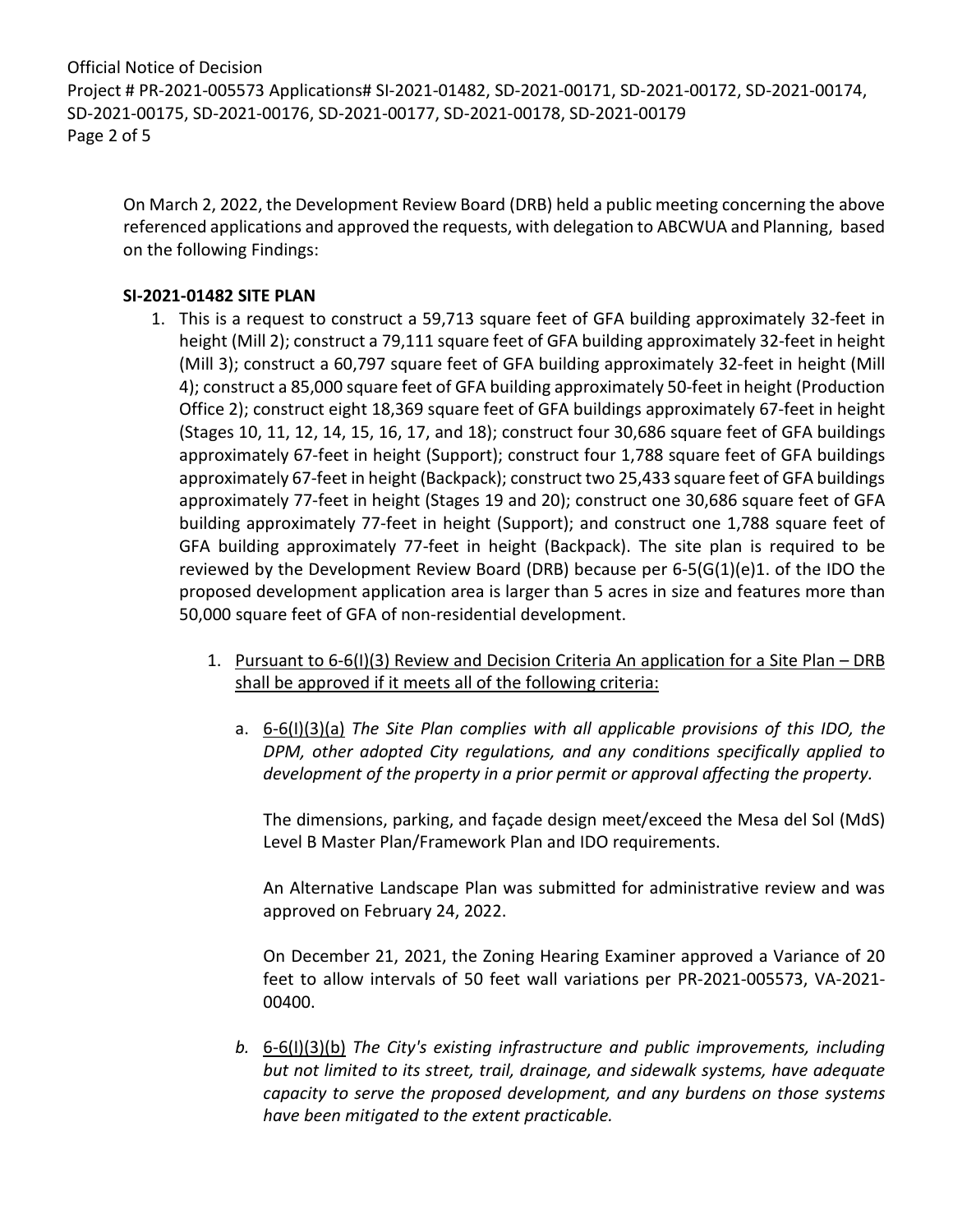On March 2, 2022, the Development Review Board (DRB) held a public meeting concerning the above referenced applications and approved the requests, with delegation to ABCWUA and Planning, based on the following Findings:

**SI-2021-01482 SITE PLAN**

1. This is a request to construct a 59,713 square feet of GFA building approximately 32-feet in height (Mill 2); construct a 79,111 square feet of GFA building approximately 32-feet in height (Mill 3); construct a 60,797 square feet of GFA building approximately 32-feet in height (Mill 4); construct a 85,000 square feet of GFA building approximately 50-feet in height (Production Office 2); construct eight 18,369 square feet of GFA buildings approximately 67-feet in height (Stages 10, 11, 12, 14, 15, 16, 17, and 18); construct four 30,686 square feet of GFA buildings approximately 67-feet in height (Support); construct four 1,788 square feet of GFA buildings approximately 67-feet in height (Backpack); construct two 25,433 square feet of GFA buildings approximately 77-feet in height (Stages 19 and 20); construct one 30,686 square feet of GFA building approximately 77-feet in height (Support); and construct one 1,788 square feet of GFA building approximately 77-feet in height (Backpack). The site plan is required to be reviewed by the Development Review Board (DRB) because per 6-5(G(1)(e)1. of the IDO the proposed development application area is larger than 5 acres in size and features more than 50,000 square feet of GFA of non-residential development.

   1. <u>Pursuant to 6-6(I)(3) Review and Decision Criteria An application for a Site Plan – DRB shall be approved if it meets all of the following criteria:</u>

      a. <u>6-6(I)(3)(a)</u> *The Site Plan complies with all applicable provisions of this IDO, the DPM, other adopted City regulations, and any conditions specifically applied to development of the property in a prior permit or approval affecting the property.*

      The dimensions, parking, and façade design meet/exceed the Mesa del Sol (MdS) Level B Master Plan/Framework Plan and IDO requirements.

      An Alternative Landscape Plan was submitted for administrative review and was approved on February 24, 2022.

      On December 21, 2021, the Zoning Hearing Examiner approved a Variance of 20 feet to allow intervals of 50 feet wall variations per PR-2021-005573, VA-2021-00400.

      *b.* <u>6-6(I)(3)(b)</u> *The City's existing infrastructure and public improvements, including but not limited to its street, trail, drainage, and sidewalk systems, have adequate capacity to serve the proposed development, and any burdens on those systems have been mitigated to the extent practicable.*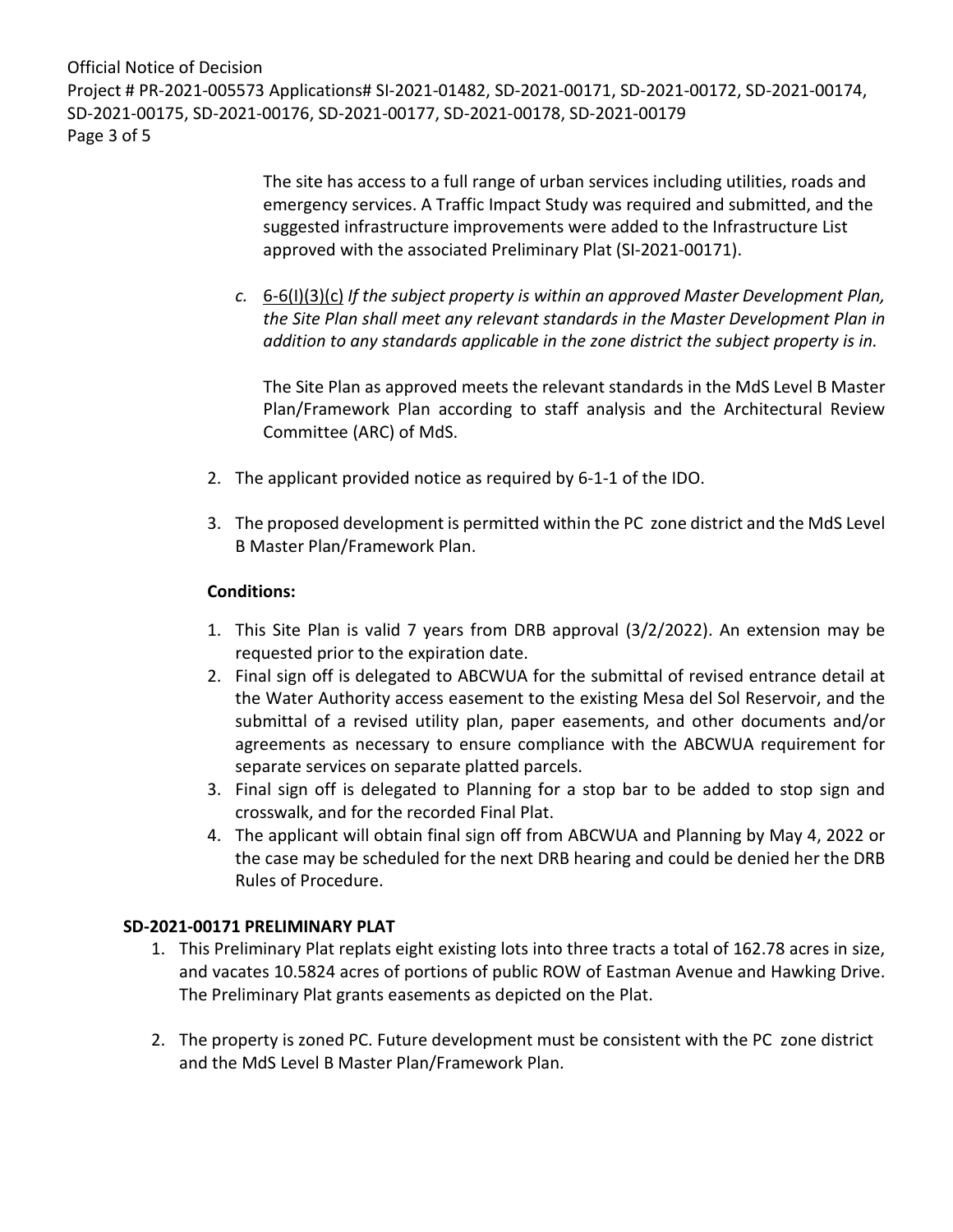The site has access to a full range of urban services including utilities, roads and emergency services. A Traffic Impact Study was required and submitted, and the suggested infrastructure improvements were added to the Infrastructure List approved with the associated Preliminary Plat (SI-2021-00171).

c. 6-6(I)(3)(c) *If the subject property is within an approved Master Development Plan, the Site Plan shall meet any relevant standards in the Master Development Plan in addition to any standards applicable in the zone district the subject property is in.*

   The Site Plan as approved meets the relevant standards in the MdS Level B Master Plan/Framework Plan according to staff analysis and the Architectural Review Committee (ARC) of MdS.

2. The applicant provided notice as required by 6-1-1 of the IDO.

3. The proposed development is permitted within the PC zone district and the MdS Level B Master Plan/Framework Plan.

**Conditions:**

1. This Site Plan is valid 7 years from DRB approval (3/2/2022). An extension may be requested prior to the expiration date.
2. Final sign off is delegated to ABCWUA for the submittal of revised entrance detail at the Water Authority access easement to the existing Mesa del Sol Reservoir, and the submittal of a revised utility plan, paper easements, and other documents and/or agreements as necessary to ensure compliance with the ABCWUA requirement for separate services on separate platted parcels.
3. Final sign off is delegated to Planning for a stop bar to be added to stop sign and crosswalk, and for the recorded Final Plat.
4. The applicant will obtain final sign off from ABCWUA and Planning by May 4, 2022 or the case may be scheduled for the next DRB hearing and could be denied her the DRB Rules of Procedure.

**SD-2021-00171 PRELIMINARY PLAT**

1. This Preliminary Plat replats eight existing lots into three tracts a total of 162.78 acres in size, and vacates 10.5824 acres of portions of public ROW of Eastman Avenue and Hawking Drive. The Preliminary Plat grants easements as depicted on the Plat.

2. The property is zoned PC. Future development must be consistent with the PC zone district and the MdS Level B Master Plan/Framework Plan.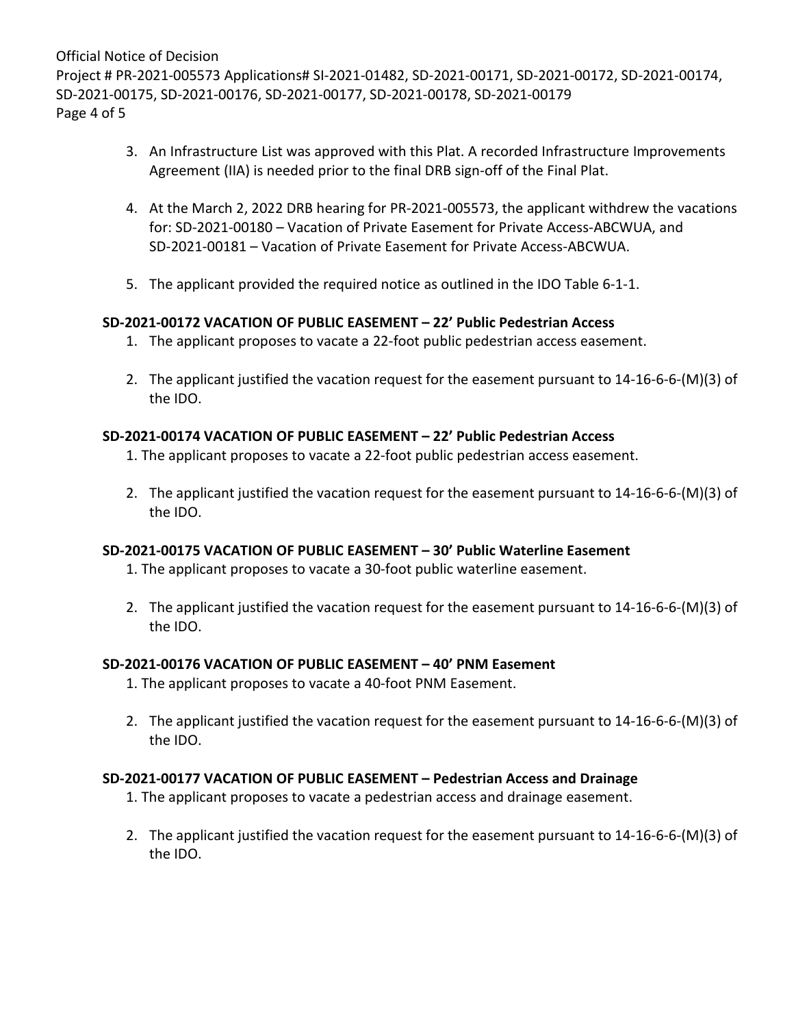3. An Infrastructure List was approved with this Plat. A recorded Infrastructure Improvements Agreement (IIA) is needed prior to the final DRB sign-off of the Final Plat.

4. At the March 2, 2022 DRB hearing for PR-2021-005573, the applicant withdrew the vacations for: SD-2021-00180 – Vacation of Private Easement for Private Access-ABCWUA, and SD-2021-00181 – Vacation of Private Easement for Private Access-ABCWUA.

5. The applicant provided the required notice as outlined in the IDO Table 6-1-1.

**SD-2021-00172 VACATION OF PUBLIC EASEMENT – 22' Public Pedestrian Access**

1. The applicant proposes to vacate a 22-foot public pedestrian access easement.

2. The applicant justified the vacation request for the easement pursuant to 14-16-6-6-(M)(3) of the IDO.

**SD-2021-00174 VACATION OF PUBLIC EASEMENT – 22' Public Pedestrian Access**

1. The applicant proposes to vacate a 22-foot public pedestrian access easement.

2. The applicant justified the vacation request for the easement pursuant to 14-16-6-6-(M)(3) of the IDO.

**SD-2021-00175 VACATION OF PUBLIC EASEMENT – 30' Public Waterline Easement**

1. The applicant proposes to vacate a 30-foot public waterline easement.

2. The applicant justified the vacation request for the easement pursuant to 14-16-6-6-(M)(3) of the IDO.

**SD-2021-00176 VACATION OF PUBLIC EASEMENT – 40' PNM Easement**

1. The applicant proposes to vacate a 40-foot PNM Easement.

2. The applicant justified the vacation request for the easement pursuant to 14-16-6-6-(M)(3) of the IDO.

**SD-2021-00177 VACATION OF PUBLIC EASEMENT – Pedestrian Access and Drainage**

1. The applicant proposes to vacate a pedestrian access and drainage easement.

2. The applicant justified the vacation request for the easement pursuant to 14-16-6-6-(M)(3) of the IDO.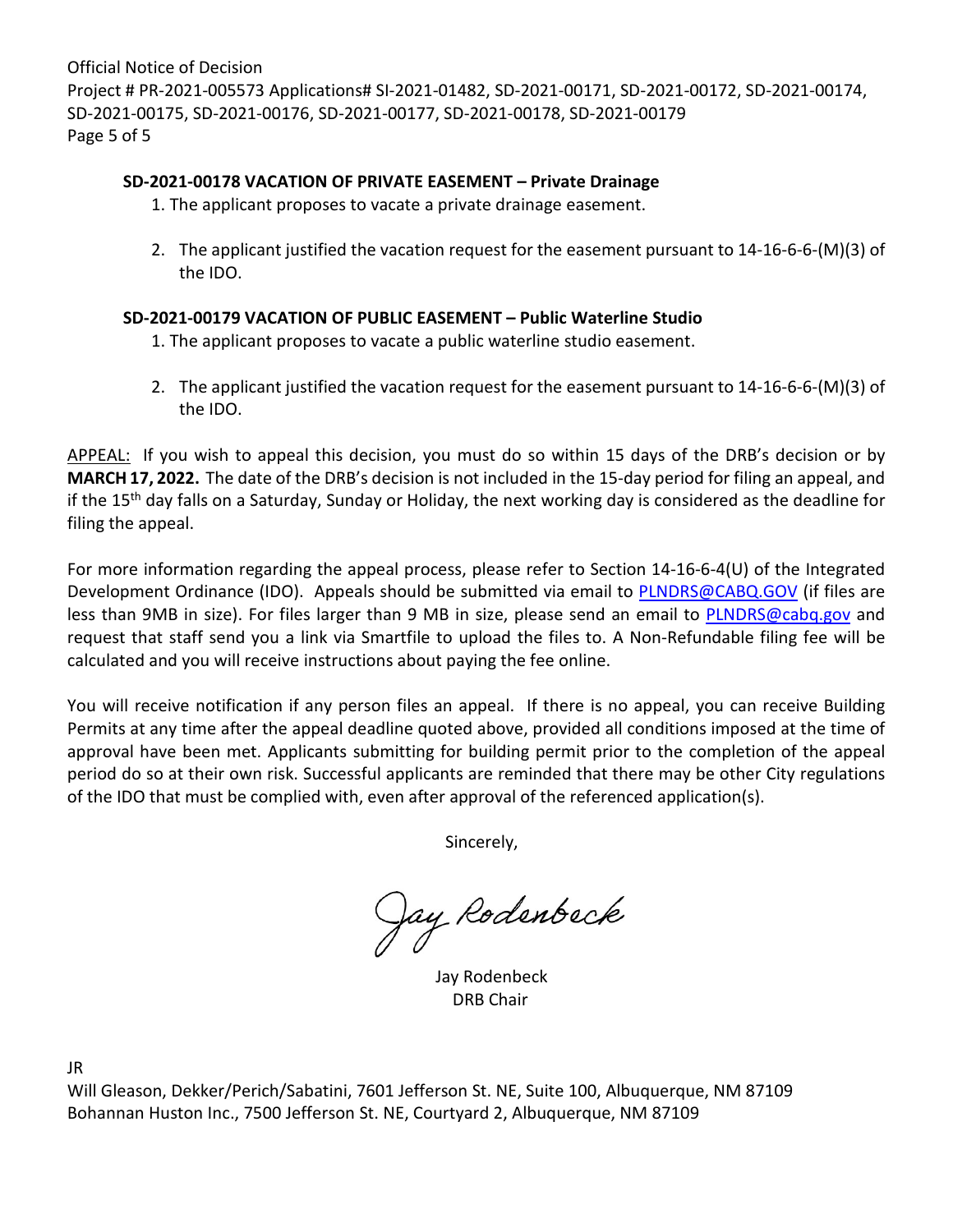**SD-2021-00178 VACATION OF PRIVATE EASEMENT – Private Drainage**

1. The applicant proposes to vacate a private drainage easement.

2. The applicant justified the vacation request for the easement pursuant to 14-16-6-6-(M)(3) of the IDO.

**SD-2021-00179 VACATION OF PUBLIC EASEMENT – Public Waterline Studio**

1. The applicant proposes to vacate a public waterline studio easement.

2. The applicant justified the vacation request for the easement pursuant to 14-16-6-6-(M)(3) of the IDO.

APPEAL: If you wish to appeal this decision, you must do so within 15 days of the DRB's decision or by **MARCH 17, 2022.** The date of the DRB's decision is not included in the 15-day period for filing an appeal, and if the 15th day falls on a Saturday, Sunday or Holiday, the next working day is considered as the deadline for filing the appeal.

For more information regarding the appeal process, please refer to Section 14-16-6-4(U) of the Integrated Development Ordinance (IDO). Appeals should be submitted via email to PLNDRS@CABQ.GOV (if files are less than 9MB in size). For files larger than 9 MB in size, please send an email to PLNDRS@cabq.gov and request that staff send you a link via Smartfile to upload the files to. A Non-Refundable filing fee will be calculated and you will receive instructions about paying the fee online.

You will receive notification if any person files an appeal. If there is no appeal, you can receive Building Permits at any time after the appeal deadline quoted above, provided all conditions imposed at the time of approval have been met. Applicants submitting for building permit prior to the completion of the appeal period do so at their own risk. Successful applicants are reminded that there may be other City regulations of the IDO that must be complied with, even after approval of the referenced application(s).

Sincerely,

Jay Rodenbeck

Jay Rodenbeck
DRB Chair

JR

Will Gleason, Dekker/Perich/Sabatini, 7601 Jefferson St. NE, Suite 100, Albuquerque, NM 87109
Bohannan Huston Inc., 7500 Jefferson St. NE, Courtyard 2, Albuquerque, NM 87109